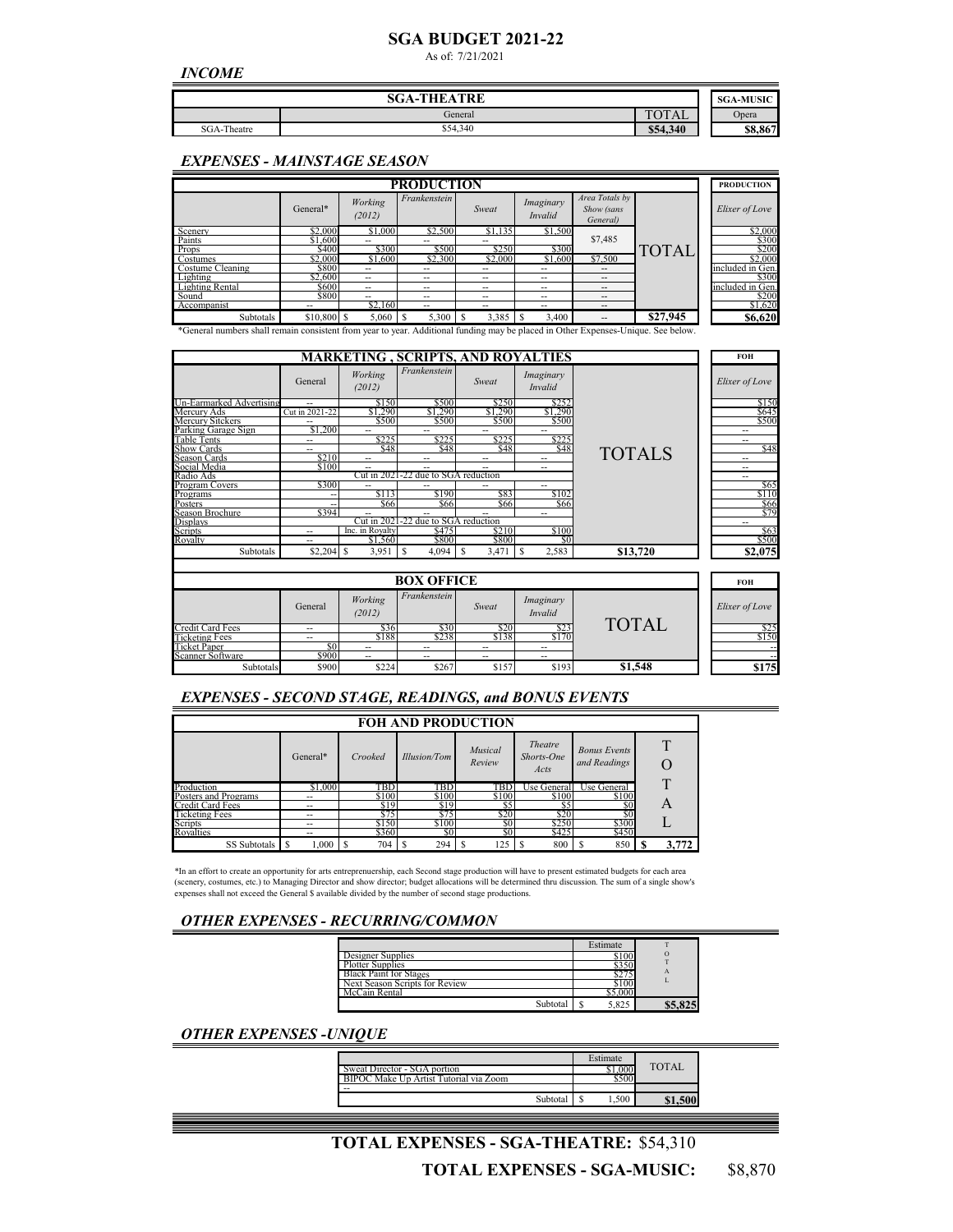# SGA BUDGET 2021-22

As of: 7/21/2021

## *INCOME*

| | SGA-THEATRE | | SGA-MUSIC |
|---|---|---|---|
| | General | TOTAL | Opera |
| SGA-Theatre | $54,340 | **$54,340** | **$8,867** |

## *EXPENSES - MAINSTAGE SEASON*

| PRODUCTION | | | | | | | | PRODUCTION |
|---|---|---|---|---|---|---|---|---|
| | General* | *Working (2012)* | *Frankenstein* | *Sweat* | *Imaginary Invalid* | *Area Totals by Show (sans General)* | TOTAL | *Elixer of Love* |
| Scenery | $2,000 | $1,000 | $2,500 | $1,135 | $1,500 | $7,485 | | $2,000 |
| Paints | $1,600 | -- | -- | -- | | | | $300 |
| Props | $400 | $300 | $500 | $250 | $300 | | | $200 |
| Costumes | $2,000 | $1,600 | $2,300 | $2,000 | $1,600 | $7,500 | | $2,000 |
| Costume Cleaning | $800 | -- | -- | -- | -- | -- | | included in Gen. |
| Lighting | $2,600 | -- | -- | -- | -- | -- | | $300 |
| Lighting Rental | $600 | -- | -- | -- | -- | -- | | included in Gen. |
| Sound | $800 | -- | -- | -- | -- | -- | | $200 |
| Accompanist | -- | $2,160 | -- | -- | -- | -- | | $1,620 |
| Subtotals | $10,800 | $ 5,060 | $ 5,300 | $ 3,385 | $ 3,400 | -- | **$27,945** | **$6,620** |

*General numbers shall remain consistent from year to year. Additional funding may be placed in Other Expenses-Unique. See below.

| MARKETING , SCRIPTS, AND ROYALTIES | | | | | | | FOH |
|---|---|---|---|---|---|---|---|
| | General | *Working (2012)* | *Frankenstein* | *Sweat* | *Imaginary Invalid* | TOTALS | *Elixer of Love* |
| Un-Earmarked Advertising | -- | $150 | $500 | $250 | $252 | | $150 |
| Mercury Ads | Cut in 2021-22 | $1,290 | $1,290 | $1,290 | $1,290 | | $645 |
| Mercury Sitckers | -- | $500 | $500 | $500 | $500 | | $500 |
| Parking Garage Sign | $1,200 | -- | -- | -- | -- | | -- |
| Table Tents | -- | $225 | $225 | $225 | $225 | | -- |
| Show Cards | -- | $48 | $48 | $48 | $48 | | $48 |
| Season Cards | $210 | -- | -- | -- | -- | | -- |
| Social Media | $100 | -- | -- | -- | -- | | -- |
| Radio Ads | Cut in 2021-22 due to SGA reduction | | | | | | -- |
| Program Covers | $300 | -- | -- | -- | -- | | $65 |
| Programs | -- | $113 | $190 | $83 | $102 | | $110 |
| Posters | -- | $66 | $66 | $66 | $66 | | $66 |
| Season Brochure | $394 | -- | -- | -- | -- | | $79 |
| Displays | Cut in 2021-22 due to SGA reduction | | | | | | -- |
| Scripts | -- | Inc. in Royalty | $475 | $210 | $100 | | $63 |
| Royalty | -- | $1,560 | $800 | $800 | $0 | | $500 |
| Subtotals | $2,204 | $ 3,951 | $ 4,094 | $ 3,471 | $ 2,583 | **$13,720** | **$2,075** |

| BOX OFFICE | | | | | | | FOH |
|---|---|---|---|---|---|---|---|
| | General | *Working (2012)* | *Frankenstein* | *Sweat* | *Imaginary Invalid* | TOTAL | *Elixer of Love* |
| Credit Card Fees | -- | $36 | $30 | $20 | $23 | | $25 |
| Ticketing Fees | -- | $188 | $238 | $138 | $170 | | $150 |
| Ticket Paper | $0 | -- | -- | -- | -- | | -- |
| Scanner Software | $900 | -- | -- | -- | -- | | -- |
| Subtotals | $900 | $224 | $267 | $157 | $193 | **$1,548** | **$175** |

## *EXPENSES - SECOND STAGE, READINGS, and BONUS EVENTS*

| FOH AND PRODUCTION | | | | | | | |
|---|---|---|---|---|---|---|---|
| | General* | *Crooked* | *Illusion/Tom* | *Musical Review* | *Theatre Shorts-One Acts* | *Bonus Events and Readings* | TOTAL |
| Production | $1,000 | TBD | TBD | TBD | Use General | Use General | |
| Posters and Programs | -- | $100 | $100 | $100 | $100 | $100 | |
| Credit Card Fees | -- | $19 | $19 | $5 | $5 | $0 | |
| Ticketing Fees | -- | $75 | $75 | $20 | $20 | $0 | |
| Scripts | -- | $150 | $100 | $0 | $250 | $300 | |
| Royalties | -- | $360 | $0 | $0 | $425 | $450 | |
| SS Subtotals | $ 1,000 | $ 704 | $ 294 | $ 125 | $ 800 | $ 850 | **$ 3,772** |

*In an effort to create an opportunity for arts entrepreneurship, each Second stage production will have to present estimated budgets for each area (scenery, costumes, etc.) to Managing Director and show director; budget allocations will be determined thru discussion. The sum of a single show's expenses shall not exceed the General $ available divided by the number of second stage productions.

## *OTHER EXPENSES - RECURRING/COMMON*

| | Estimate | TOTAL |
|---|---|---|
| Designer Supplies | $100 | |
| Plotter Supplies | $350 | |
| Black Paint for Stages | $275 | |
| Next Season Scripts for Review | $100 | |
| McCain Rental | $5,000 | |
| Subtotal | $ 5,825 | **$5,825** |

## *OTHER EXPENSES -UNIQUE*

| | Estimate | TOTAL |
|---|---|---|
| Sweat Director - SGA portion | $1,000 | |
| BIPOC Make Up Artist Tutorial via Zoom | $500 | |
| -- | | |
| Subtotal | $ 1,500 | **$1,500** |

**TOTAL EXPENSES - SGA-THEATRE:** $54,310

**TOTAL EXPENSES - SGA-MUSIC:** $8,870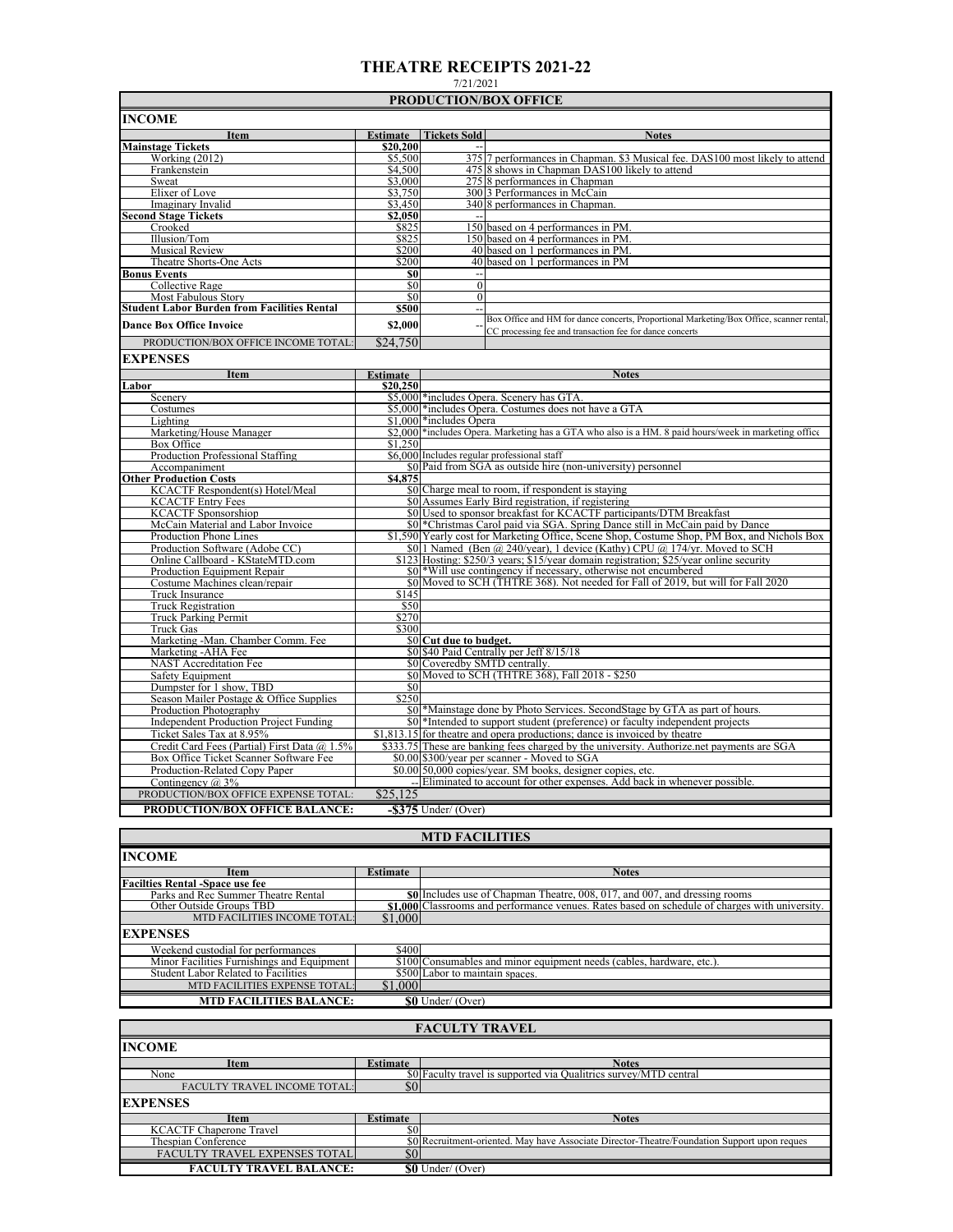# THEATRE RECEIPTS 2021-22

7/21/2021

## PRODUCTION/BOX OFFICE

### INCOME

| Item | Estimate | Tickets Sold | Notes |
|---|---|---|---|
| **Mainstage Tickets** | **$20,200** | -- | |
| Working (2012) | $5,500 | 375 | 7 performances in Chapman. $3 Musical fee. DAS100 most likely to attend |
| Frankenstein | $4,500 | 475 | 8 shows in Chapman DAS100 likely to attend |
| Sweat | $3,000 | 275 | 8 performances in Chapman |
| Elixer of Love | $3,750 | 300 | 3 Performances in McCain |
| Imaginary Invalid | $3,450 | 340 | 8 performances in Chapman. |
| **Second Stage Tickets** | **$2,050** | -- | |
| Crooked | $825 | 150 | based on 4 performances in PM. |
| Illusion/Tom | $825 | 150 | based on 4 performances in PM. |
| Musical Review | $200 | 40 | based on 1 performances in PM. |
| Theatre Shorts-One Acts | $200 | 40 | based on 1 performances in PM |
| **Bonus Events** | **$0** | -- | |
| Collective Rage | $0 | 0 | |
| Most Fabulous Story | $0 | 0 | |
| **Student Labor Burden from Facilities Rental** | **$500** | -- | |
| **Dance Box Office Invoice** | **$2,000** | -- | Box Office and HM for dance concerts, Proportional Marketing/Box Office, scanner rental, CC processing fee and transaction fee for dance concerts |
| PRODUCTION/BOX OFFICE INCOME TOTAL: | $24,750 | | |

### EXPENSES

| Item | Estimate | Notes |
|---|---|---|
| **Labor** | **$20,250** | |
| Scenery | $5,000 | *includes Opera. Scenery has GTA. |
| Costumes | $5,000 | *includes Opera. Costumes does not have a GTA |
| Lighting | $1,000 | *includes Opera |
| Marketing/House Manager | $2,000 | *includes Opera. Marketing has a GTA who also is a HM. 8 paid hours/week in marketing office |
| Box Office | $1,250 | |
| Production Professional Staffing | $6,000 | Includes regular professional staff |
| Accompaniment | $0 | Paid from SGA as outside hire (non-university) personnel |
| **Other Production Costs** | **$4,875** | |
| KCACTF Respondent(s) Hotel/Meal | $0 | Charge meal to room, if respondent is staying |
| KCACTF Entry Fees | $0 | Assumes Early Bird registration, if registering |
| KCACTF Sponsorshiop | $0 | Used to sponsor breakfast for KCACTF participants/DTM Breakfast |
| McCain Material and Labor Invoice | $0 | *Christmas Carol paid via SGA. Spring Dance still in McCain paid by Dance |
| Production Phone Lines | $1,590 | Yearly cost for Marketing Office, Scene Shop, Costume Shop, PM Box, and Nichols Box |
| Production Software (Adobe CC) | $0 | 1 Named (Ben @ 240/year), 1 device (Kathy) CPU @ 174/yr. Moved to SCH |
| Online Callboard - KStateMTD.com | $123 | Hosting: $250/3 years; $15/year domain registration; $25/year online security |
| Production Equipment Repair | $0 | *Will use contingency if necessary, otherwise not encumbered |
| Costume Machines clean/repair | $0 | Moved to SCH (THTRE 368). Not needed for Fall of 2019, but will for Fall 2020 |
| Truck Insurance | $145 | |
| Truck Registration | $50 | |
| Truck Parking Permit | $270 | |
| Truck Gas | $300 | |
| Marketing -Man. Chamber Comm. Fee | $0 | **Cut due to budget.** |
| Marketing -AHA Fee | $0 | $40 Paid Centrally per Jeff 8/15/18 |
| NAST Accreditation Fee | $0 | Coveredby SMTD centrally. |
| Safety Equipment | $0 | Moved to SCH (THTRE 368), Fall 2018 - $250 |
| Dumpster for 1 show, TBD | $0 | |
| Season Mailer Postage & Office Supplies | $250 | |
| Production Photography | $0 | *Mainstage done by Photo Services. SecondStage by GTA as part of hours. |
| Independent Production Project Funding | $0 | *Intended to support student (preference) or faculty independent projects |
| Ticket Sales Tax at 8.95% | $1,813.15 | for theatre and opera productions; dance is invoiced by theatre |
| Credit Card Fees (Partial) First Data @ 1.5% | $333.75 | These are banking fees charged by the university. Authorize.net payments are SGA |
| Box Office Ticket Scanner Software Fee | $0.00 | $300/year per scanner - Moved to SGA |
| Production-Related Copy Paper | $0.00 | 50,000 copies/year. SM books, designer copies, etc. |
| Contingency @ 3% | -- | Eliminated to account for other expenses. Add back in whenever possible. |
| PRODUCTION/BOX OFFICE EXPENSE TOTAL: | $25,125 | |
| **PRODUCTION/BOX OFFICE BALANCE:** | **-$375** | Under/ (Over) |

## MTD FACILITIES

### INCOME

| Item | Estimate | Notes |
|---|---|---|
| **Facilties Rental -Space use fee** | | |
| Parks and Rec Summer Theatre Rental | **$0** | Includes use of Chapman Theatre, 008, 017, and 007, and dressing rooms |
| Other Outside Groups TBD | **$1,000** | Classrooms and performance venues. Rates based on schedule of charges with university. |
| MTD FACILITIES INCOME TOTAL: | $1,000 | |

### EXPENSES

| Item | Estimate | Notes |
|---|---|---|
| Weekend custodial for performances | $400 | |
| Minor Facilities Furnishings and Equipment | $100 | Consumables and minor equipment needs (cables, hardware, etc.). |
| Student Labor Related to Facilities | $500 | Labor to maintain spaces. |
| MTD FACILITIES EXPENSE TOTAL: | $1,000 | |
| **MTD FACILITIES BALANCE:** | **$0** | Under/ (Over) |

## FACULTY TRAVEL

### INCOME

| Item | Estimate | Notes |
|---|---|---|
| None | $0 | Faculty travel is supported via Qualitrics survey/MTD central |
| FACULTY TRAVEL INCOME TOTAL: | $0 | |

### EXPENSES

| Item | Estimate | Notes |
|---|---|---|
| KCACTF Chaperone Travel | $0 | |
| Thespian Conference | $0 | Recruitment-oriented. May have Associate Director-Theatre/Foundation Support upon reques |
| FACULTY TRAVEL EXPENSES TOTAL | $0 | |
| **FACULTY TRAVEL BALANCE:** | **$0** | Under/ (Over) |